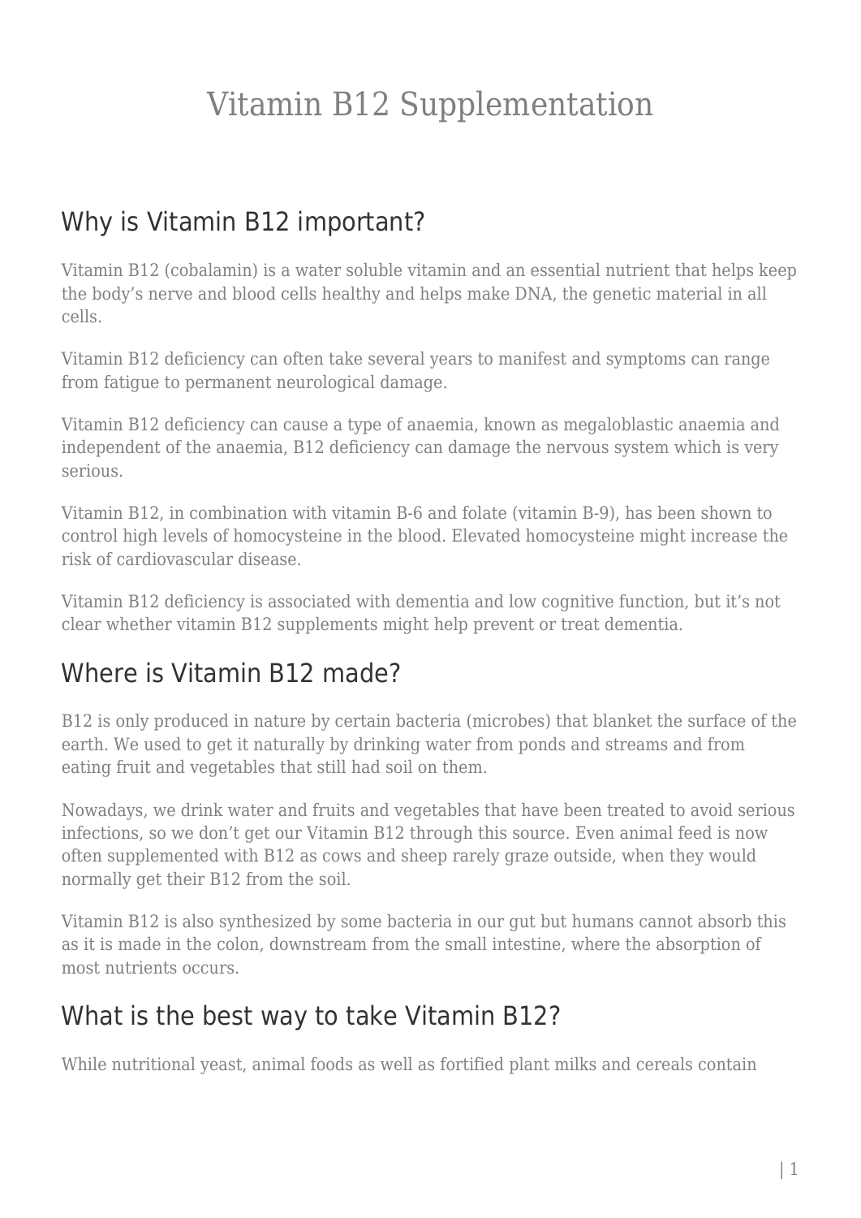# Vitamin B12 Supplementation

## Why is Vitamin B12 important?

Vitamin B12 (cobalamin) is a water soluble vitamin and an essential nutrient that helps keep the body's nerve and blood cells healthy and helps make DNA, the genetic material in all cells.

Vitamin B12 deficiency can often take several years to manifest and symptoms can range from fatigue to permanent neurological damage.

Vitamin B12 deficiency can cause a type of anaemia, known as megaloblastic anaemia and independent of the anaemia, B12 deficiency can damage the nervous system which is very serious.

Vitamin B12, in combination with vitamin B-6 and folate (vitamin B-9), has been shown to control high levels of homocysteine in the blood. Elevated homocysteine might increase the risk of cardiovascular disease.

Vitamin B12 deficiency is associated with dementia and low cognitive function, but it's not clear whether vitamin B12 supplements might help prevent or treat dementia.

## Where is Vitamin B12 made?

B12 is only produced in nature by certain bacteria (microbes) that blanket the surface of the earth. We used to get it naturally by drinking water from ponds and streams and from eating fruit and vegetables that still had soil on them.

Nowadays, we drink water and fruits and vegetables that have been treated to avoid serious infections, so we don't get our Vitamin B12 through this source. Even animal feed is now often supplemented with B12 as cows and sheep rarely graze outside, when they would normally get their B12 from the soil.

Vitamin B12 is also synthesized by some bacteria in our gut but humans cannot absorb this as it is made in the colon, downstream from the small intestine, where the absorption of most nutrients occurs.

## What is the best way to take Vitamin B12?

While nutritional yeast, animal foods as well as fortified plant milks and cereals contain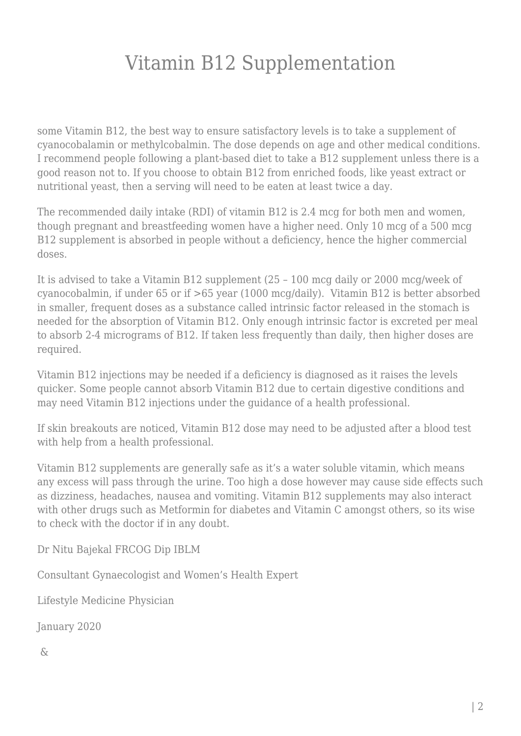# Vitamin B12 Supplementation

some Vitamin B12, the best way to ensure satisfactory levels is to take a supplement of cyanocobalamin or methylcobalmin. The dose depends on age and other medical conditions. I recommend people following a plant-based diet to take a B12 supplement unless there is a good reason not to. If you choose to obtain B12 from enriched foods, like yeast extract or nutritional yeast, then a serving will need to be eaten at least twice a day.

The recommended daily intake (RDI) of vitamin B12 is 2.4 mcg for both men and women, though pregnant and breastfeeding women have a higher need. Only 10 mcg of a 500 mcg B12 supplement is absorbed in people without a deficiency, hence the higher commercial doses.

It is advised to take a Vitamin B12 supplement (25 – 100 mcg daily or 2000 mcg/week of cyanocobalmin, if under 65 or if >65 year (1000 mcg/daily). Vitamin B12 is better absorbed in smaller, frequent doses as a substance called intrinsic factor released in the stomach is needed for the absorption of Vitamin B12. Only enough intrinsic factor is excreted per meal to absorb 2-4 micrograms of B12. If taken less frequently than daily, then higher doses are required.

Vitamin B12 injections may be needed if a deficiency is diagnosed as it raises the levels quicker. Some people cannot absorb Vitamin B12 due to certain digestive conditions and may need Vitamin B12 injections under the guidance of a health professional.

If skin breakouts are noticed, Vitamin B12 dose may need to be adjusted after a blood test with help from a health professional.

Vitamin B12 supplements are generally safe as it's a water soluble vitamin, which means any excess will pass through the urine. Too high a dose however may cause side effects such as dizziness, headaches, nausea and vomiting. Vitamin B12 supplements may also interact with other drugs such as Metformin for diabetes and Vitamin C amongst others, so its wise to check with the doctor if in any doubt.

Dr Nitu Bajekal FRCOG Dip IBLM

Consultant Gynaecologist and Women's Health Expert

Lifestyle Medicine Physician

January 2020

&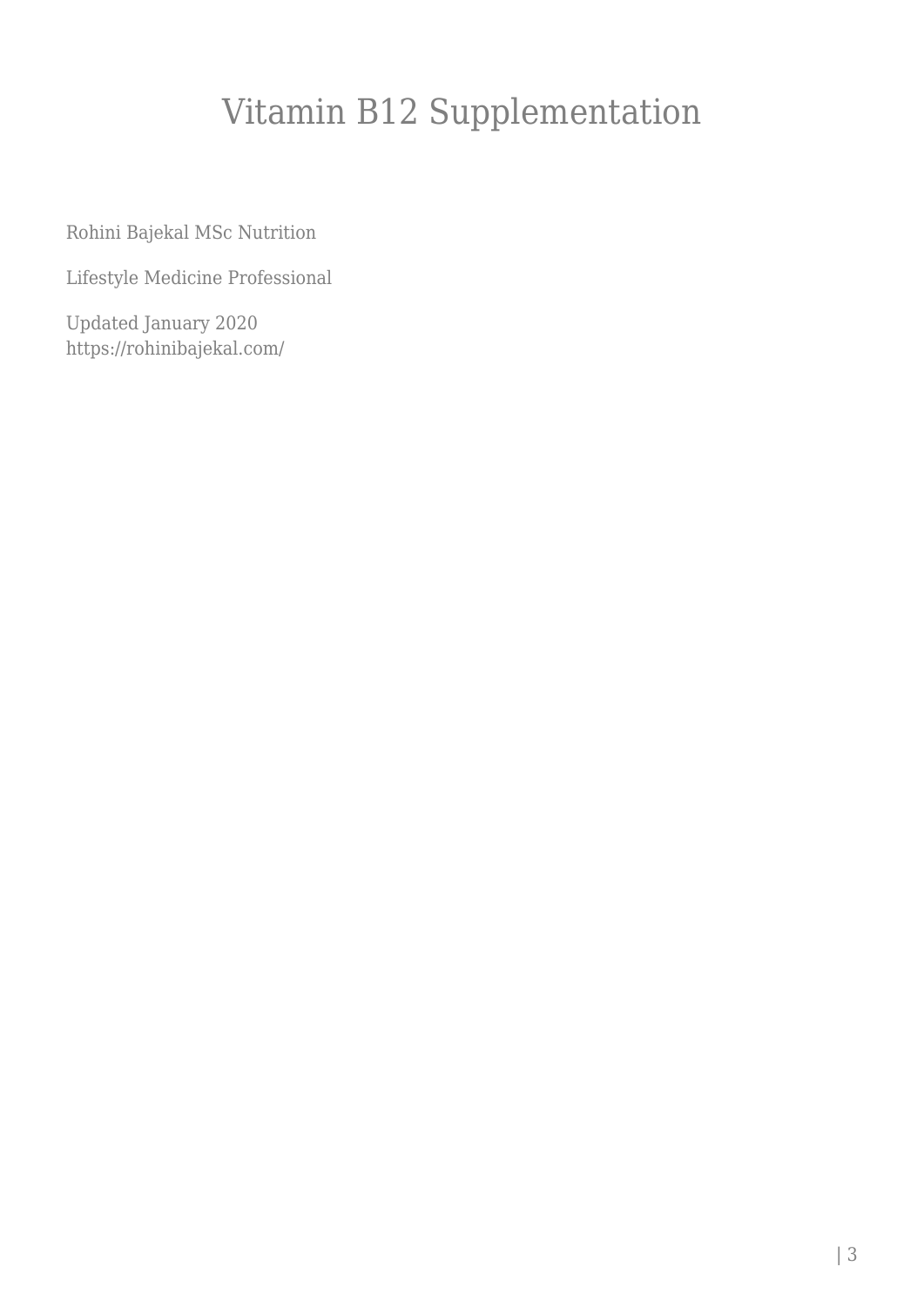# Vitamin B12 Supplementation

Rohini Bajekal MSc Nutrition

Lifestyle Medicine Professional

Updated January 2020
https://rohinibajekal.com/